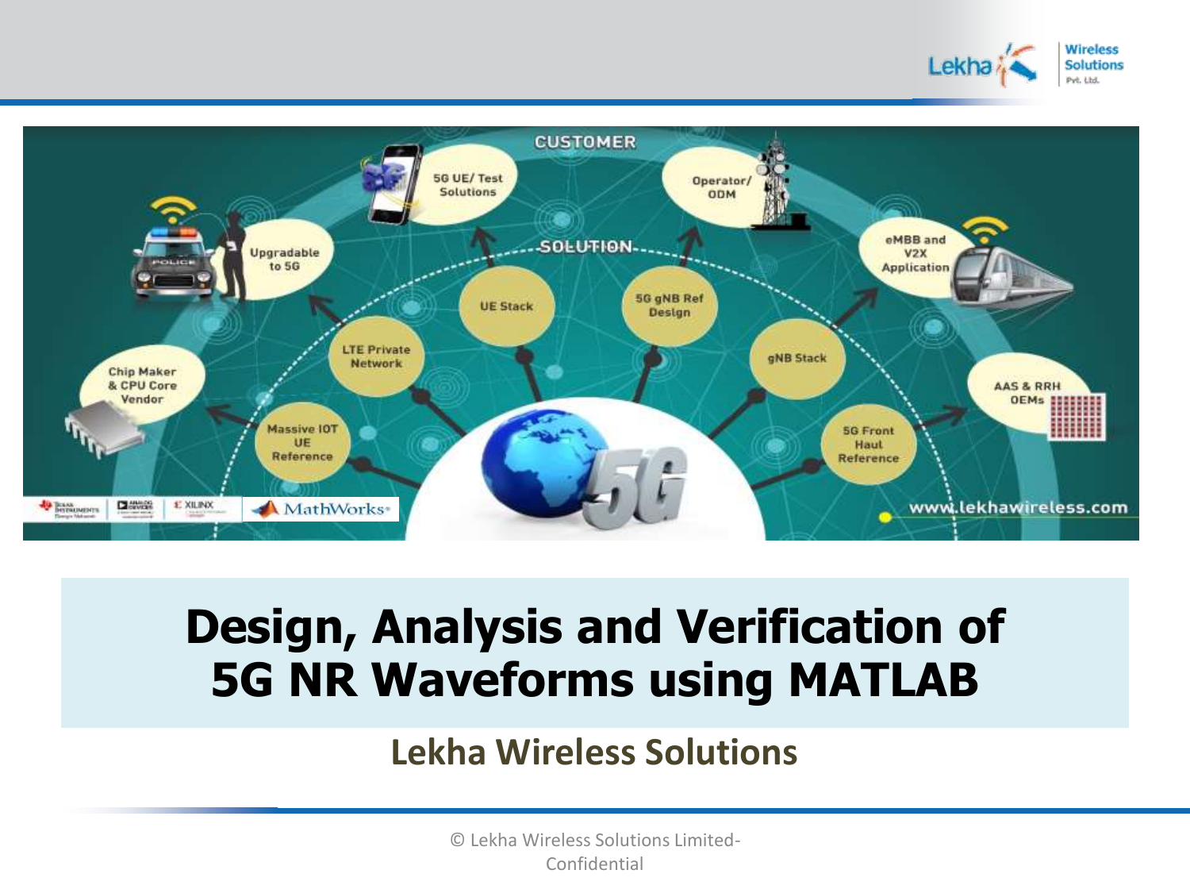# Design, Analysis and Verification of 5G NR Waveforms using MATLAB

## Lekha Wireless Solutions

© Lekha Wireless Solutions Limited- Confidential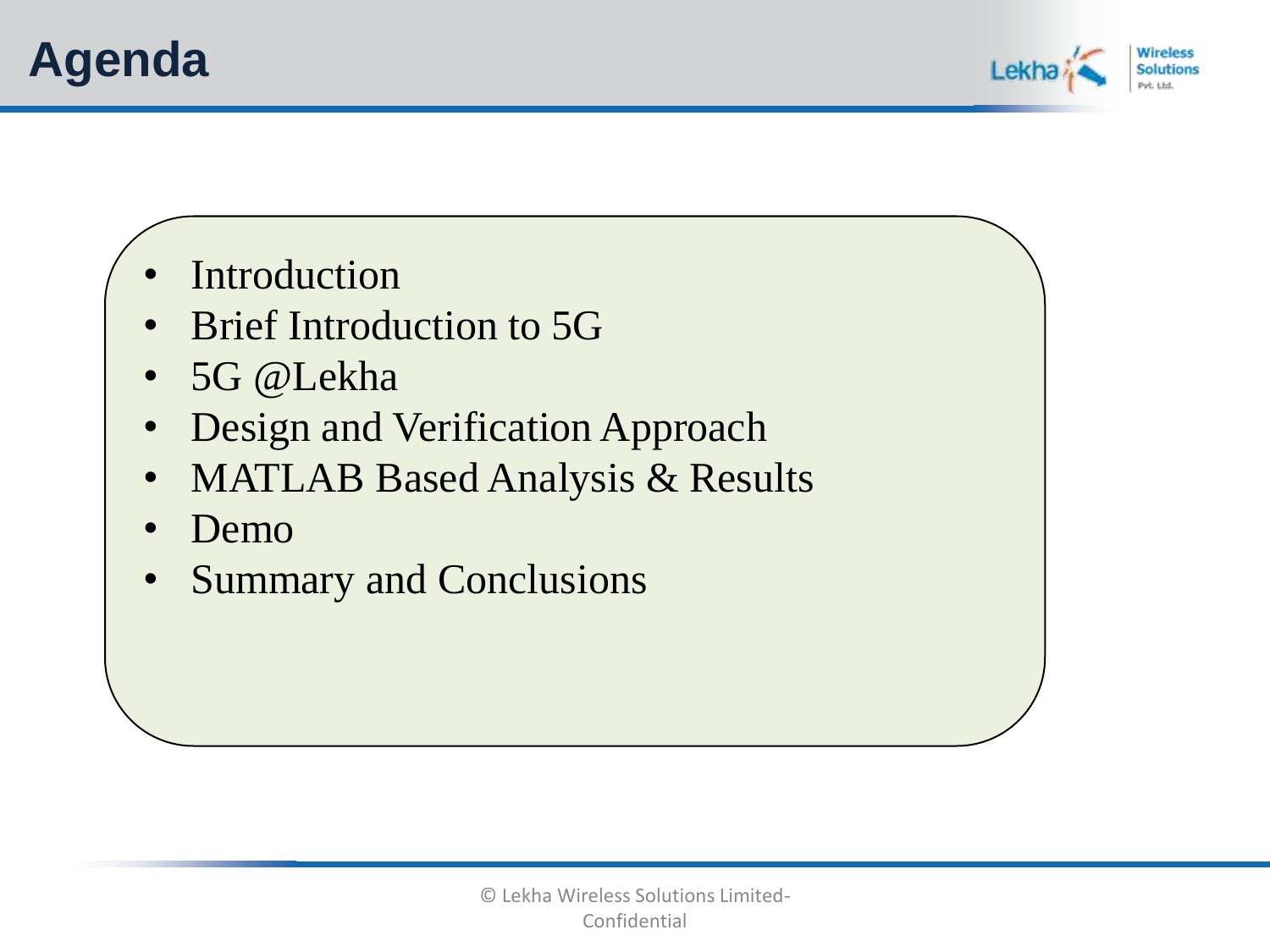# Agenda

- Introduction
- Brief Introduction to 5G
- 5G @Lekha
- Design and Verification Approach
- MATLAB Based Analysis & Results
- Demo
- Summary and Conclusions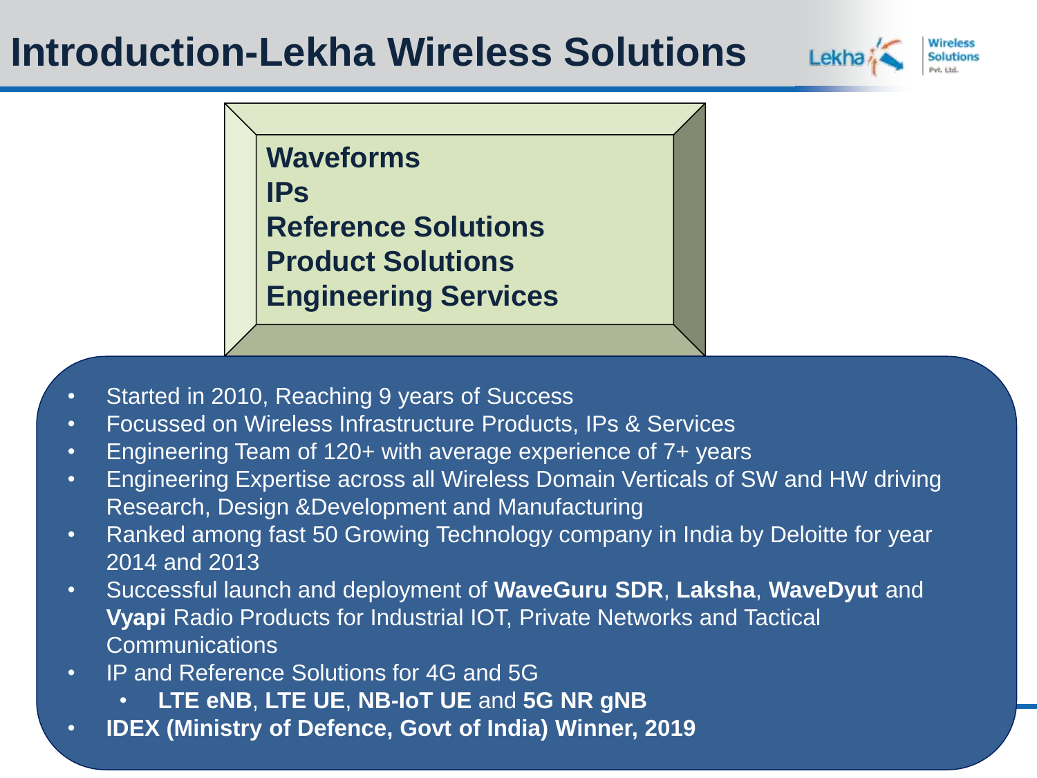# Introduction-Lekha Wireless Solutions

**Waveforms**
**IPs**
**Reference Solutions**
**Product Solutions**
**Engineering Services**

- Started in 2010, Reaching 9 years of Success
- Focussed on Wireless Infrastructure Products, IPs & Services
- Engineering Team of 120+ with average experience of 7+ years
- Engineering Expertise across all Wireless Domain Verticals of SW and HW driving Research, Design &Development and Manufacturing
- Ranked among fast 50 Growing Technology company in India by Deloitte for year 2014 and 2013
- Successful launch and deployment of **WaveGuru SDR**, **Laksha**, **WaveDyut** and **Vyapi** Radio Products for Industrial IOT, Private Networks and Tactical Communications
- IP and Reference Solutions for 4G and 5G
    - **LTE eNB**, **LTE UE**, **NB-IoT UE** and **5G NR gNB**
- **IDEX (Ministry of Defence, Govt of India) Winner, 2019**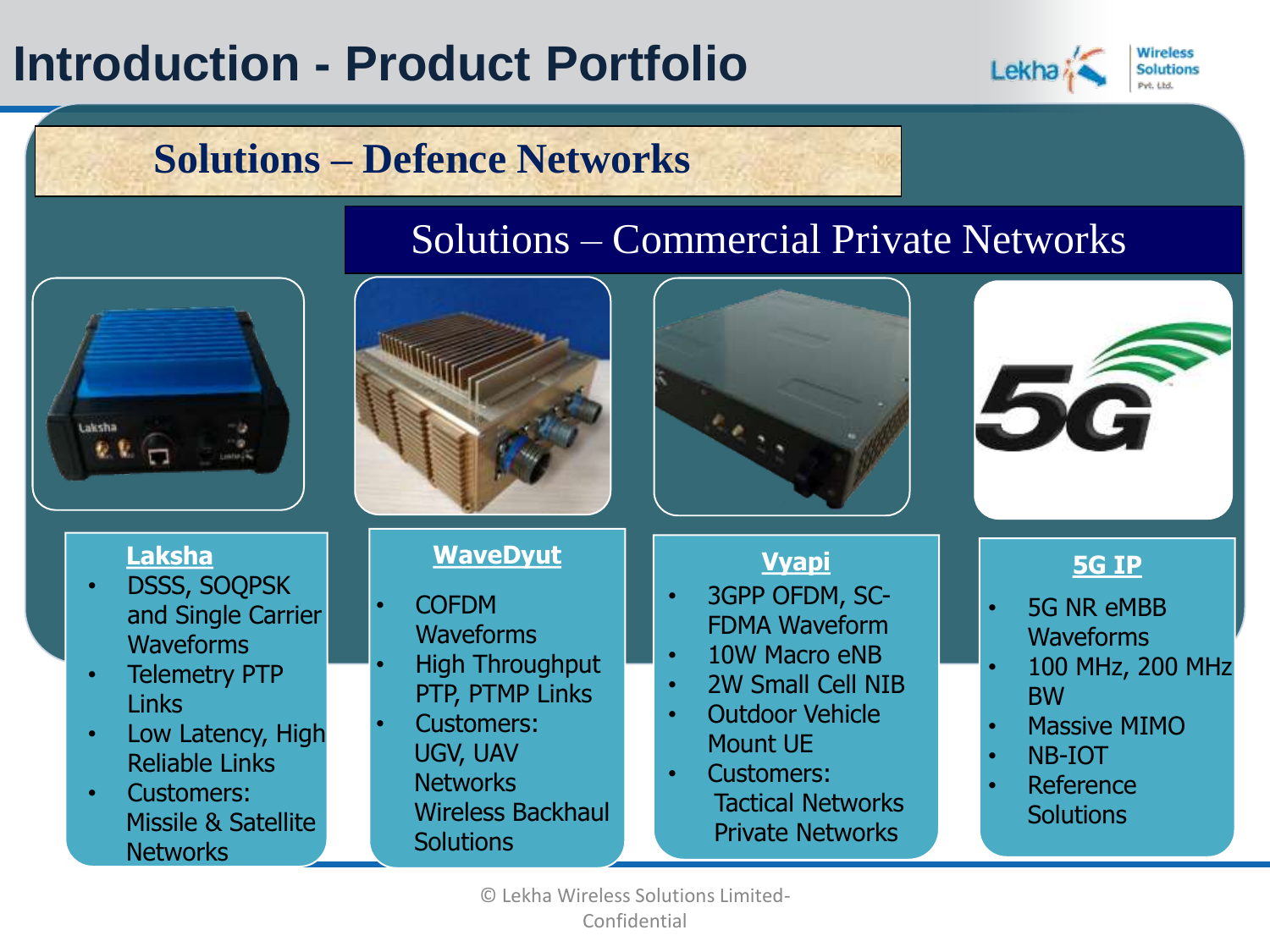# Introduction - Product Portfolio

## Solutions – Defence Networks

## Solutions – Commercial Private Networks

**Laksha**

- DSSS, SOQPSK and Single Carrier Waveforms
- Telemetry PTP Links
- Low Latency, High Reliable Links
- Customers: Missile & Satellite Networks

**WaveDyut**

- COFDM Waveforms
- High Throughput PTP, PTMP Links
- Customers: UGV, UAV Networks Wireless Backhaul Solutions

**Vyapi**

- 3GPP OFDM, SC-FDMA Waveform
- 10W Macro eNB
- 2W Small Cell NIB
- Outdoor Vehicle Mount UE
- Customers: Tactical Networks Private Networks

**5G IP**

- 5G NR eMBB Waveforms
- 100 MHz, 200 MHz BW
- Massive MIMO
- NB-IOT
- Reference Solutions

© Lekha Wireless Solutions Limited-Confidential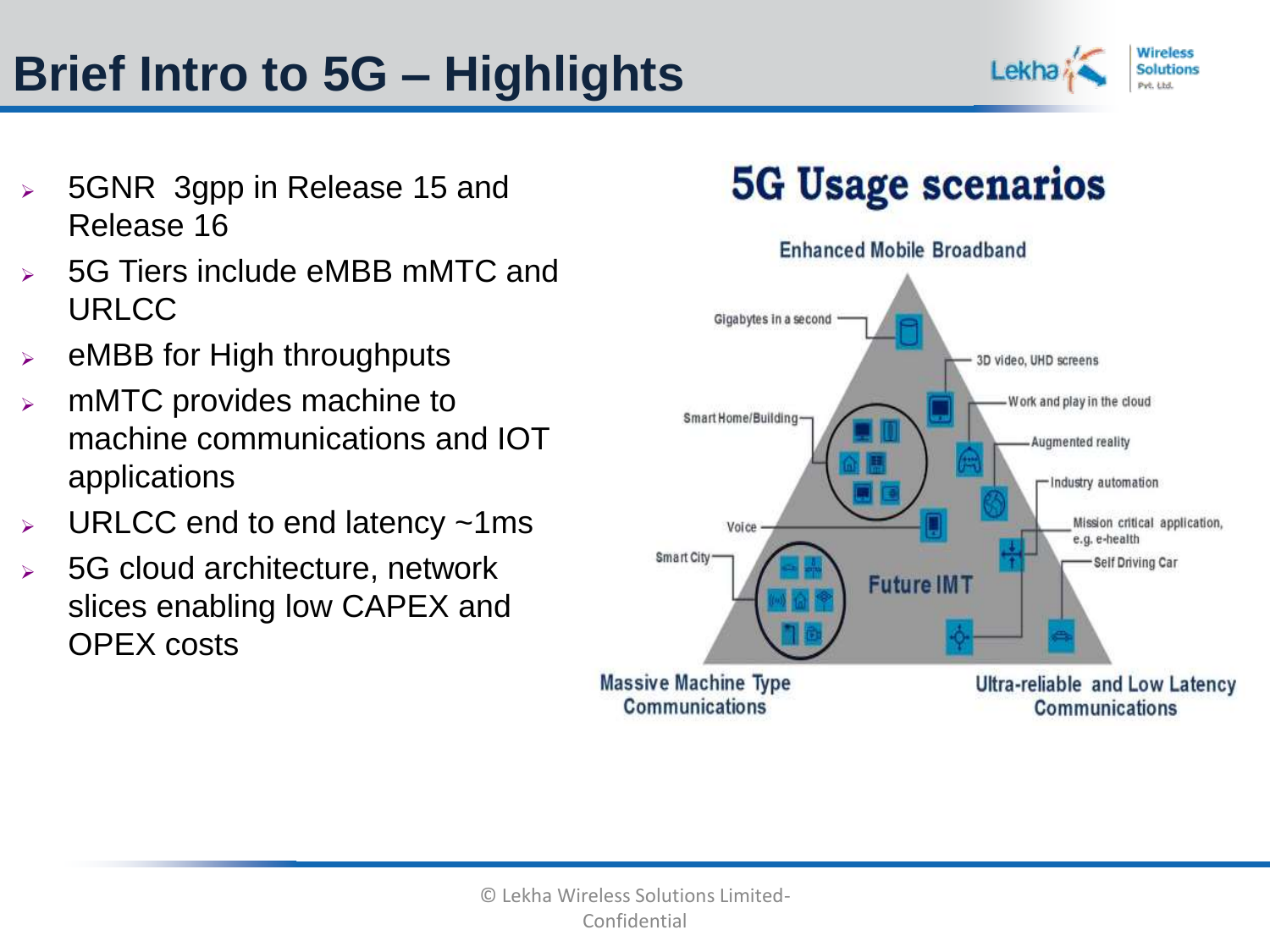# Brief Intro to 5G – Highlights

- 5GNR 3gpp in Release 15 and Release 16
- 5G Tiers include eMBB mMTC and URLCC
- eMBB for High throughputs
- mMTC provides machine to machine communications and IOT applications
- URLCC end to end latency ~1ms
- 5G cloud architecture, network slices enabling low CAPEX and OPEX costs

## 5G Usage scenarios

Enhanced Mobile Broadband

Gigabytes in a second

3D video, UHD screens

Work and play in the cloud

Smart Home/Building

Augmented reality

Industry automation

Voice

Mission critical application, e.g. e-health

Smart City

Self Driving Car

Future IMT

Massive Machine Type Communications

Ultra-reliable and Low Latency Communications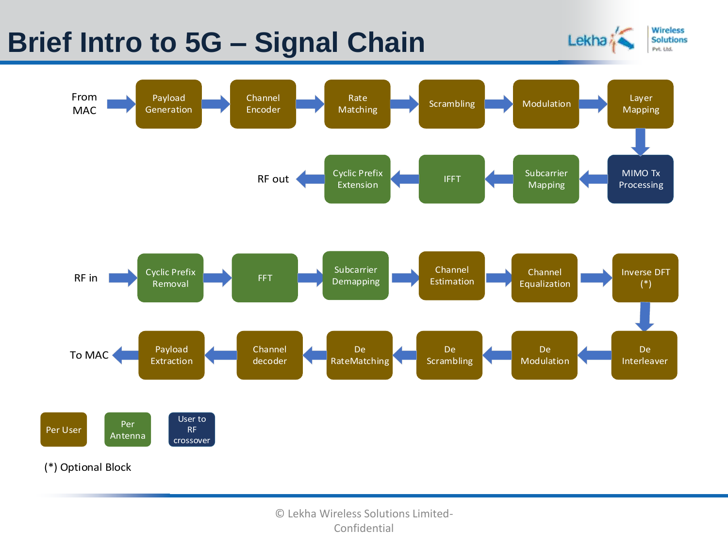# Brief Intro to 5G – Signal Chain

**Transmit chain:**

From MAC → Payload Generation → Channel Encoder → Rate Matching → Scrambling → Modulation → Layer Mapping → MIMO Tx Processing → Subcarrier Mapping → IFFT → Cyclic Prefix Extension → RF out

**Receive chain:**

RF in → Cyclic Prefix Removal → FFT → Subcarrier Demapping → Channel Estimation → Channel Equalization → Inverse DFT (*) → De Interleaver → De Modulation → De Scrambling → De RateMatching → Channel decoder → Payload Extraction → To MAC

**Legend:**

- Per User
- Per Antenna
- User to RF crossover

(*) Optional Block

© Lekha Wireless Solutions Limited- Confidential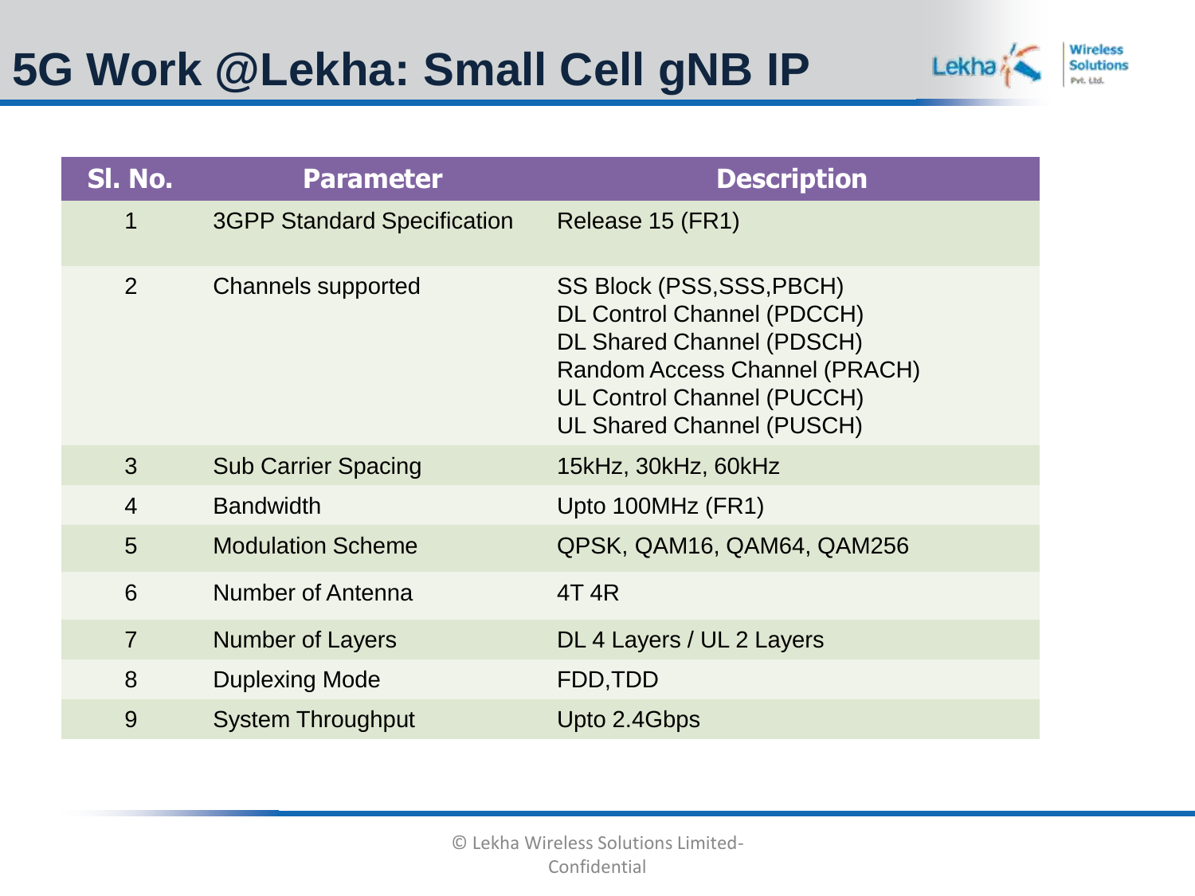# 5G Work @Lekha: Small Cell gNB IP

| Sl. No. | Parameter | Description |
| --- | --- | --- |
| 1 | 3GPP Standard Specification | Release 15 (FR1) |
| 2 | Channels supported | SS Block (PSS,SSS,PBCH)<br>DL Control Channel (PDCCH)<br>DL Shared Channel (PDSCH)<br>Random Access Channel (PRACH)<br>UL Control Channel (PUCCH)<br>UL Shared Channel (PUSCH) |
| 3 | Sub Carrier Spacing | 15kHz, 30kHz, 60kHz |
| 4 | Bandwidth | Upto 100MHz (FR1) |
| 5 | Modulation Scheme | QPSK, QAM16, QAM64, QAM256 |
| 6 | Number of Antenna | 4T 4R |
| 7 | Number of Layers | DL 4 Layers / UL 2 Layers |
| 8 | Duplexing Mode | FDD,TDD |
| 9 | System Throughput | Upto 2.4Gbps |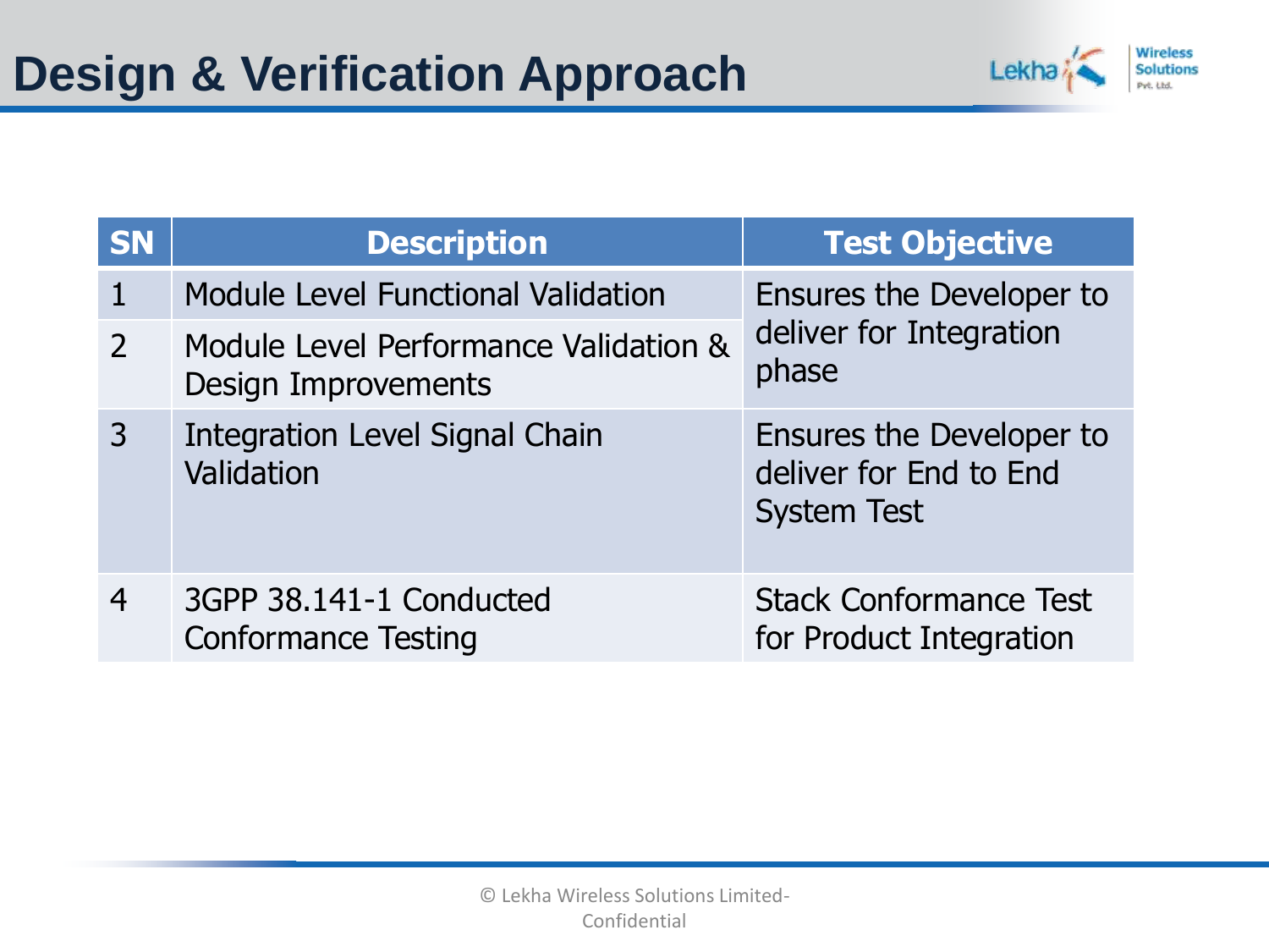# Design & Verification Approach

| SN | Description | Test Objective |
|---|---|---|
| 1 | Module Level Functional Validation | Ensures the Developer to deliver for Integration phase |
| 2 | Module Level Performance Validation & Design Improvements | |
| 3 | Integration Level Signal Chain Validation | Ensures the Developer to deliver for End to End System Test |
| 4 | 3GPP 38.141-1 Conducted Conformance Testing | Stack Conformance Test for Product Integration |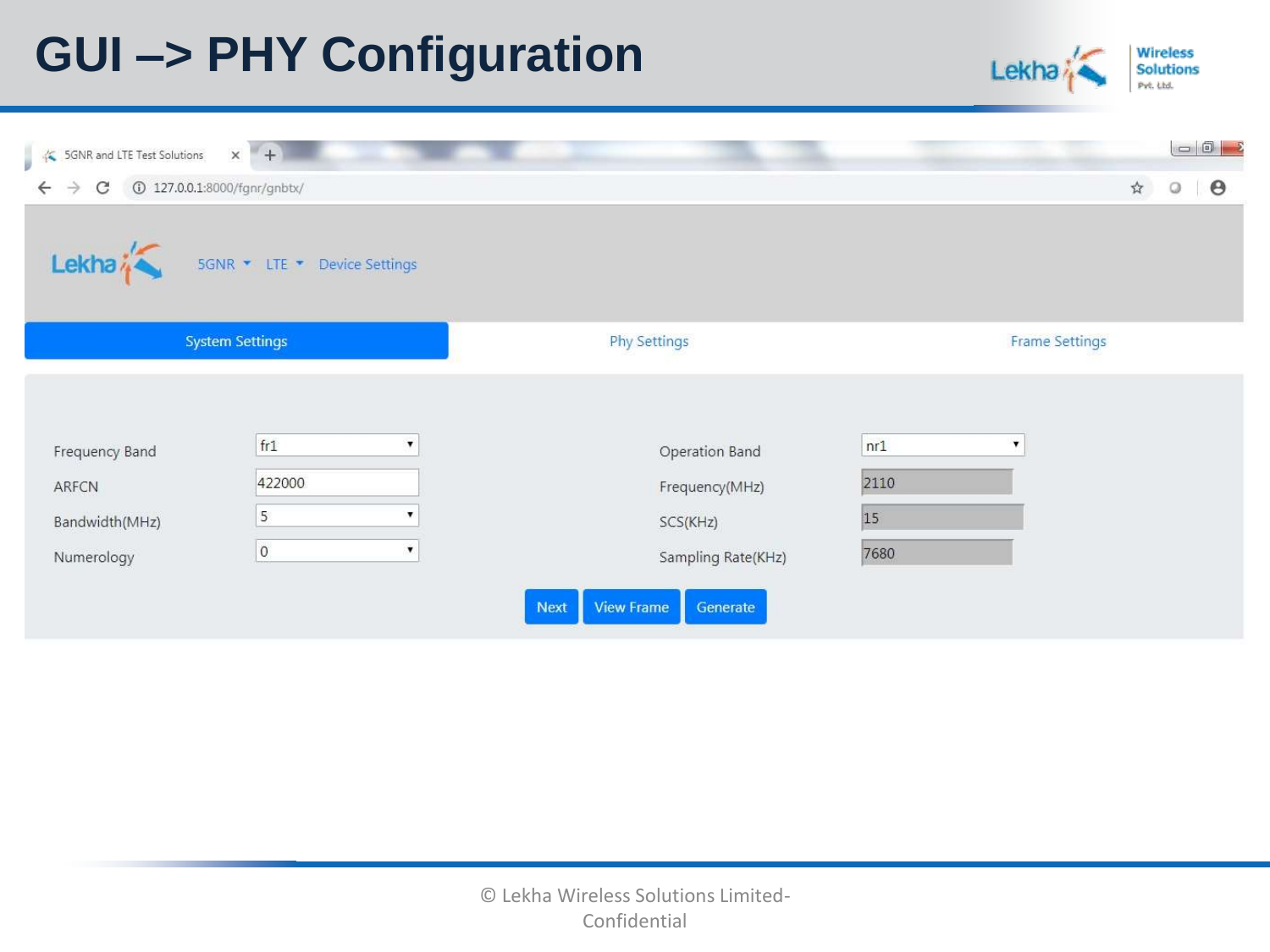# GUI –> PHY Configuration

5GNR and LTE Test Solutions

127.0.0.1:8000/fgnr/gnbtx/

5GNR LTE Device Settings

System Settings | Phy Settings | Frame Settings

| | | | |
|---|---|---|---|
| Frequency Band | fr1 | Operation Band | nr1 |
| ARFCN | 422000 | Frequency(MHz) | 2110 |
| Bandwidth(MHz) | 5 | SCS(KHz) | 15 |
| Numerology | 0 | Sampling Rate(KHz) | 7680 |

Next | View Frame | Generate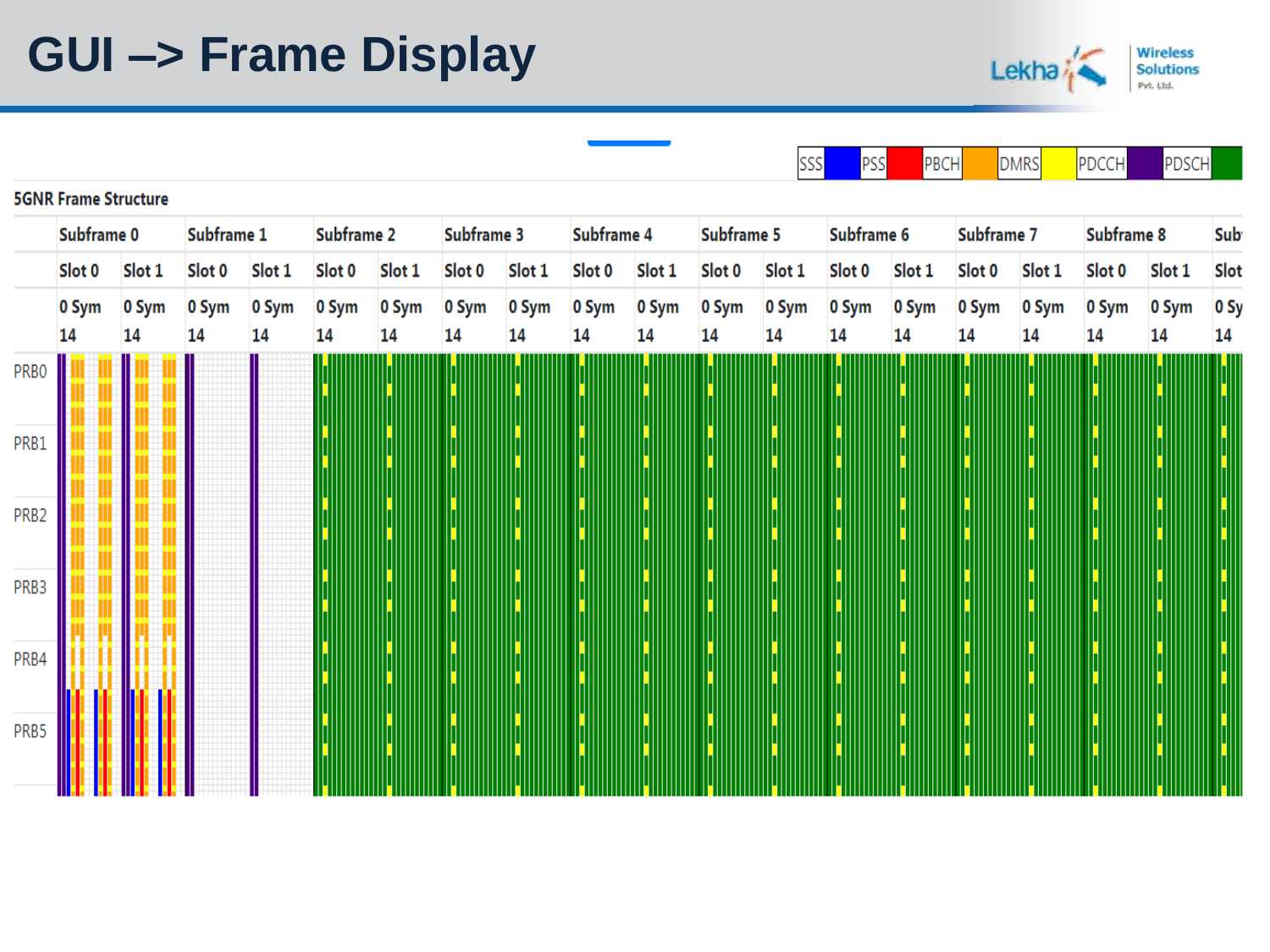# GUI –> Frame Display

| SSS | | PSS | | PBCH | | DMRS | | PDCCH | | PDSCH | |
|---|---|---|---|---|---|---|---|---|---|---|---|

5GNR Frame Structure

| | Subframe 0 | | Subframe 1 | | Subframe 2 | | Subframe 3 | | Subframe 4 | | Subframe 5 | | Subframe 6 | | Subframe 7 | | Subframe 8 | | Sub |
|---|---|---|---|---|---|---|---|---|---|---|---|---|---|---|---|---|---|---|---|
| | Slot 0 | Slot 1 | Slot 0 | Slot 1 | Slot 0 | Slot 1 | Slot 0 | Slot 1 | Slot 0 | Slot 1 | Slot 0 | Slot 1 | Slot 0 | Slot 1 | Slot 0 | Slot 1 | Slot 0 | Slot 1 | Slot |
| | 0 Sym 14 | 0 Sym 14 | 0 Sym 14 | 0 Sym 14 | 0 Sym 14 | 0 Sym 14 | 0 Sym 14 | 0 Sym 14 | 0 Sym 14 | 0 Sym 14 | 0 Sym 14 | 0 Sym 14 | 0 Sym 14 | 0 Sym 14 | 0 Sym 14 | 0 Sym 14 | 0 Sym 14 | 0 Sym 14 | 0 Sy 14 |
| PRB0 | | | | | | | | | | | | | | | | | | | |
| PRB1 | | | | | | | | | | | | | | | | | | | |
| PRB2 | | | | | | | | | | | | | | | | | | | |
| PRB3 | | | | | | | | | | | | | | | | | | | |
| PRB4 | | | | | | | | | | | | | | | | | | | |
| PRB5 | | | | | | | | | | | | | | | | | | | |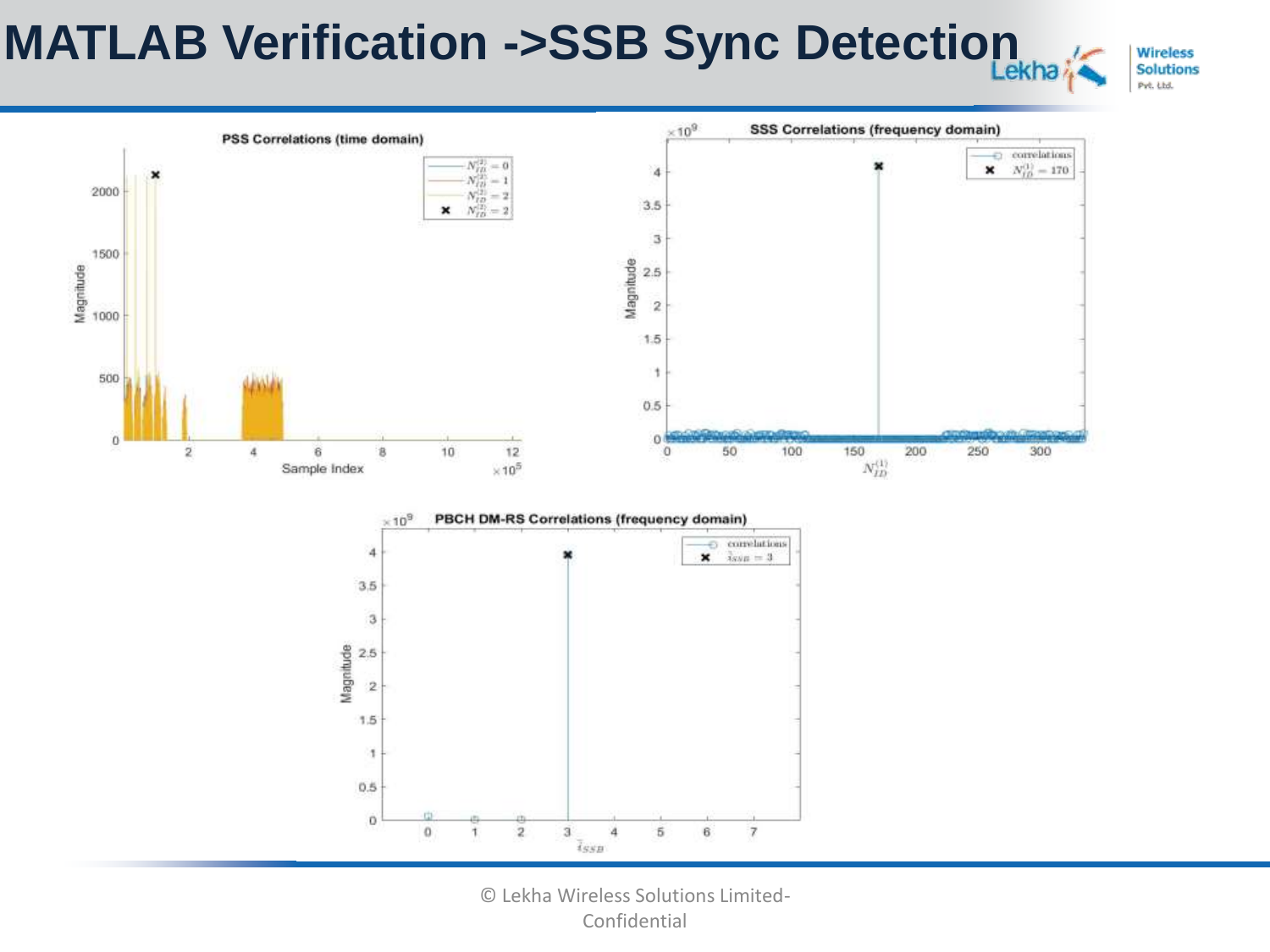# MATLAB Verification ->SSB Sync Detection

### PSS Correlations (time domain)

Magnitude vs. Sample Index ($\times 10^5$)

Legend: $N_{ID}^{(2)} = 0$, $N_{ID}^{(2)} = 1$, $N_{ID}^{(2)} = 2$, ✖ $N_{ID}^{(2)} = 2$

### SSS Correlations (frequency domain)

Magnitude ($\times 10^9$) vs. $N_{ID}^{(1)}$

Legend: correlations, ✖ $N_{ID}^{(1)} = 170$

### PBCH DM-RS Correlations (frequency domain)

Magnitude ($\times 10^9$) vs. $\bar{i}_{SSB}$

Legend: correlations, ✖ $\bar{i}_{SSB} = 3$

© Lekha Wireless Solutions Limited- Confidential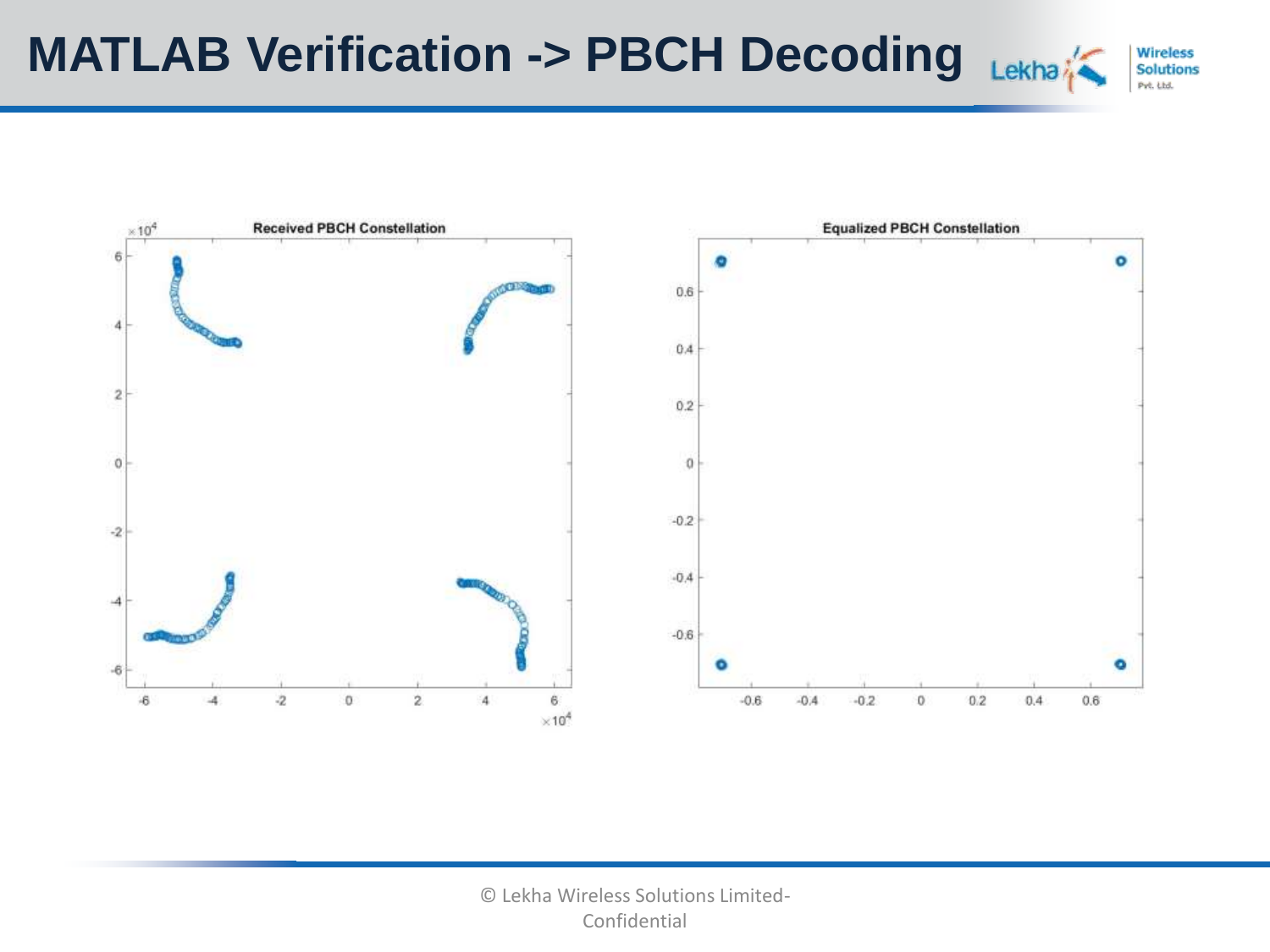# MATLAB Verification -> PBCH Decoding

Received PBCH Constellation

Equalized PBCH Constellation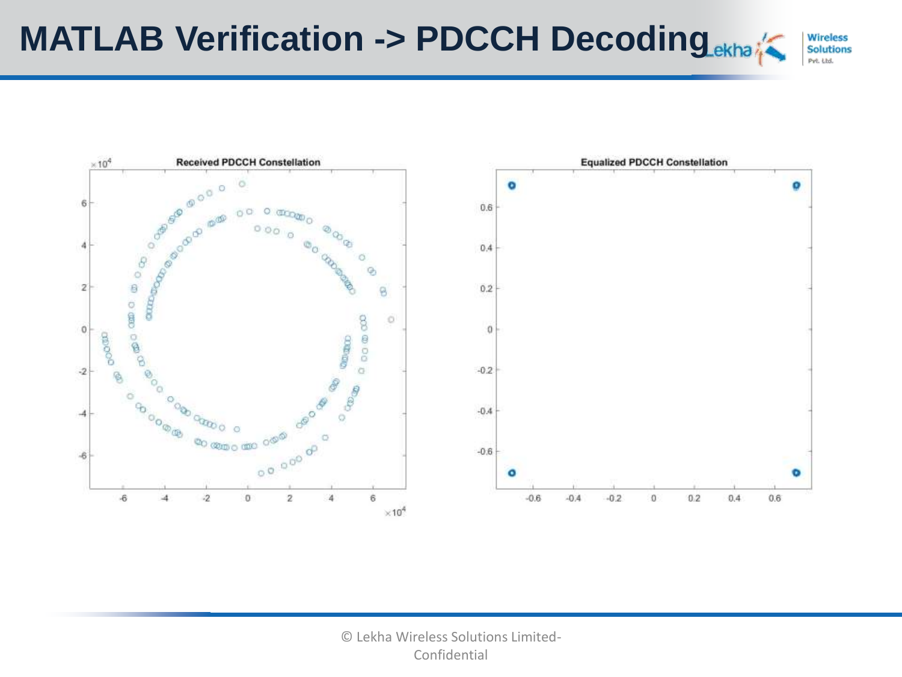# MATLAB Verification -> PDCCH Decoding

Received PDCCH Constellation

Equalized PDCCH Constellation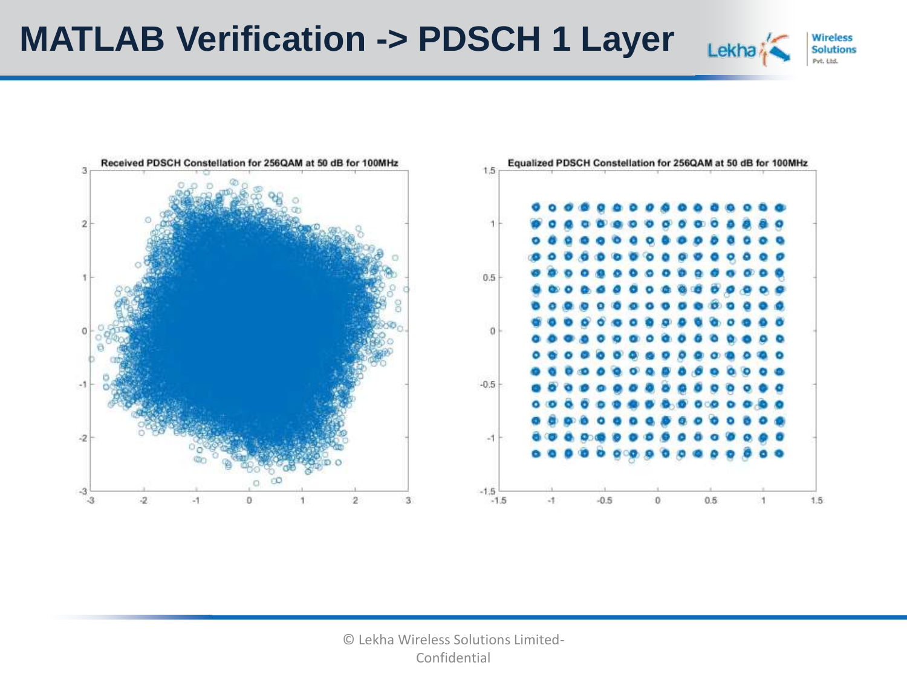# MATLAB Verification -> PDSCH 1 Layer

Received PDSCH Constellation for 256QAM at 50 dB for 100MHz

Equalized PDSCH Constellation for 256QAM at 50 dB for 100MHz

© Lekha Wireless Solutions Limited-Confidential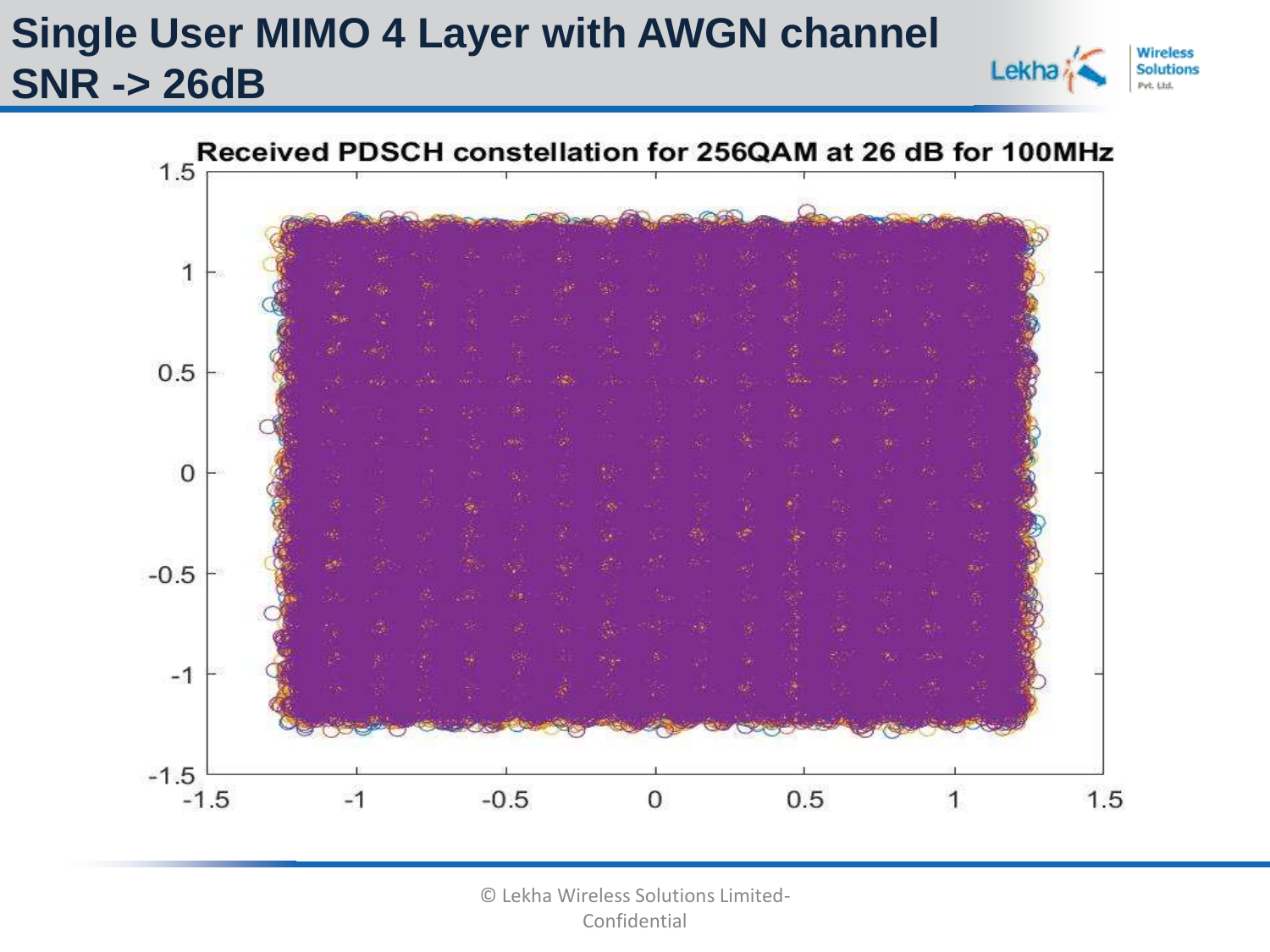# Single User MIMO 4 Layer with AWGN channel SNR -> 26dB

Received PDSCH constellation for 256QAM at 26 dB for 100MHz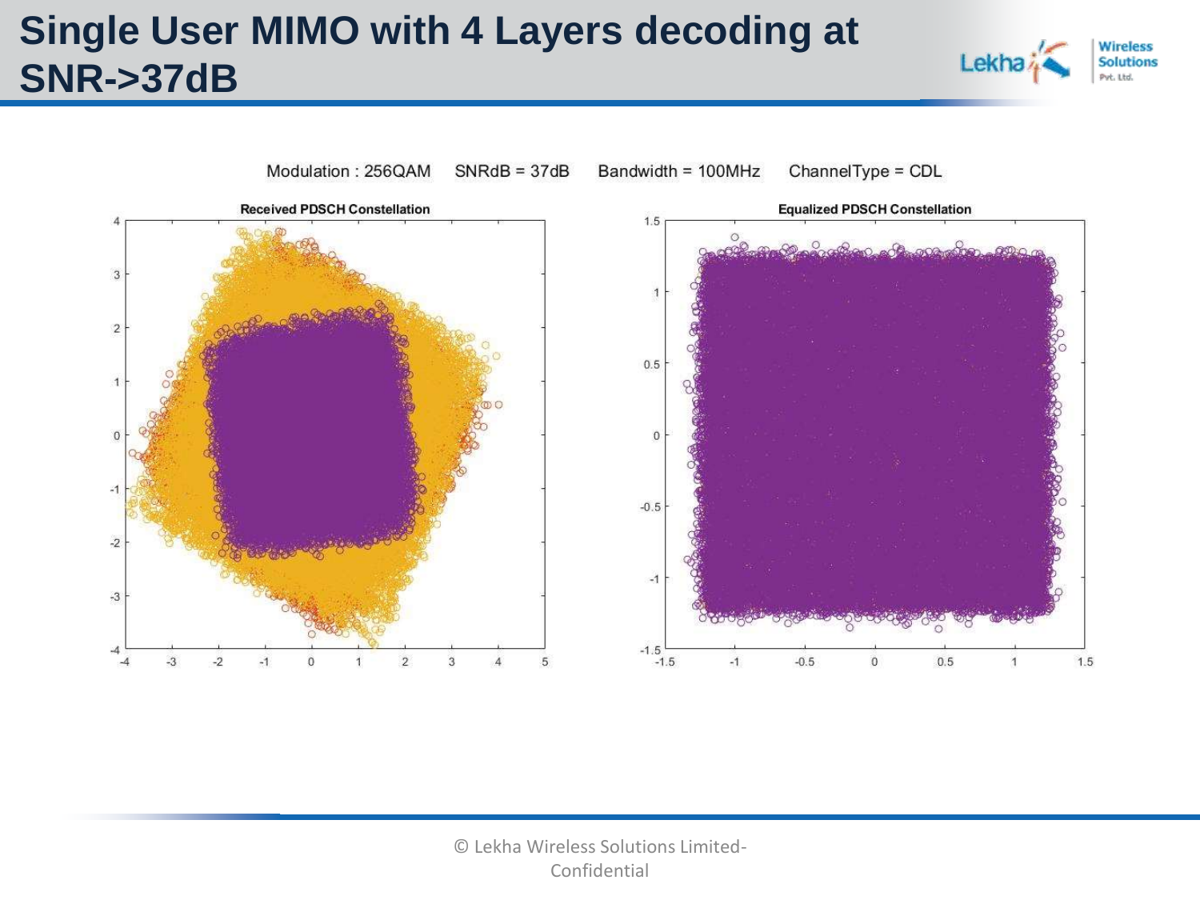# Single User MIMO with 4 Layers decoding at SNR->37dB

Modulation : 256QAM SNRdB = 37dB Bandwidth = 100MHz ChannelType = CDL

Received PDSCH Constellation

Equalized PDSCH Constellation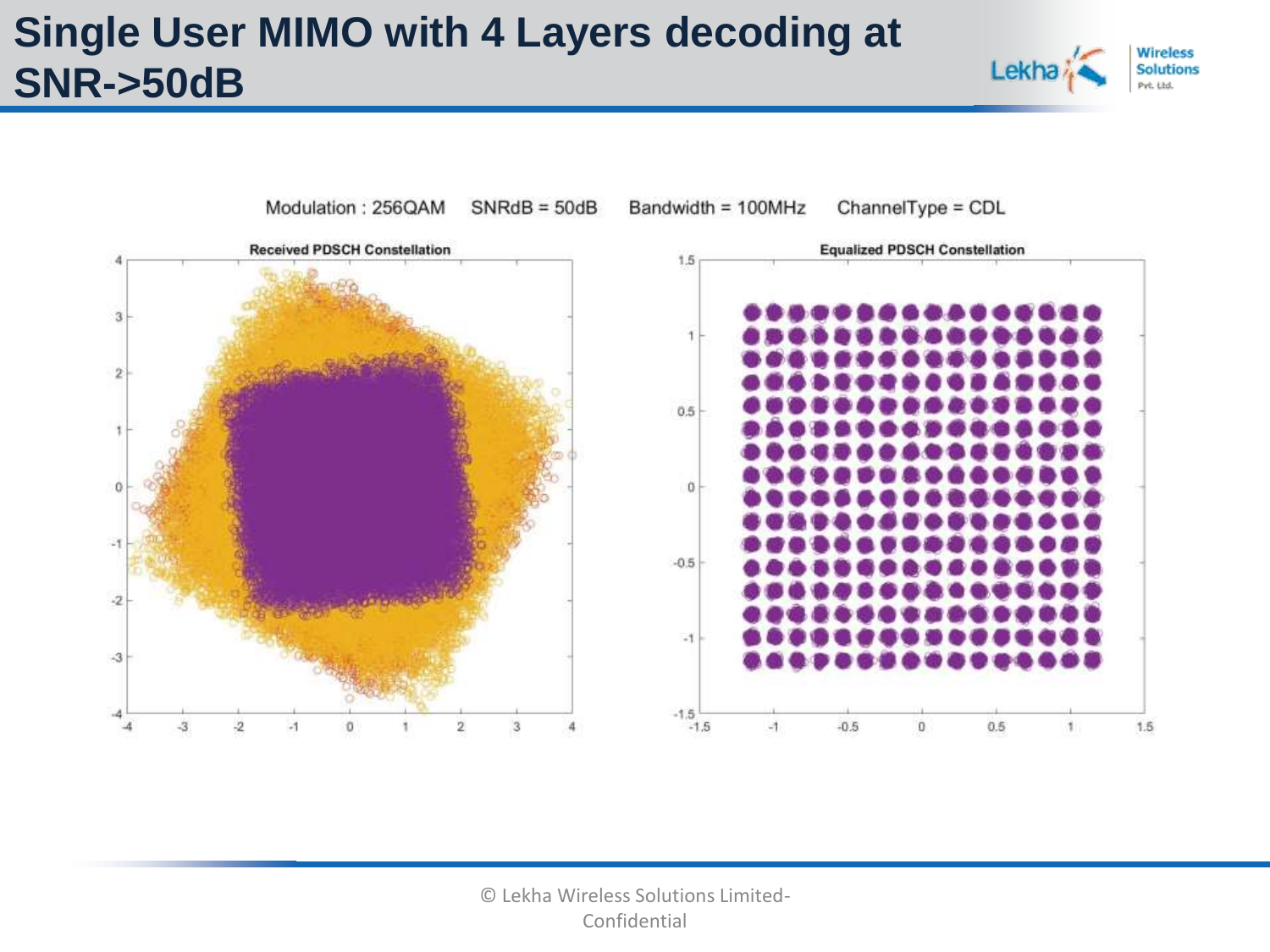# Single User MIMO with 4 Layers decoding at SNR->50dB

Modulation : 256QAM SNRdB = 50dB Bandwidth = 100MHz ChannelType = CDL

Received PDSCH Constellation

Equalized PDSCH Constellation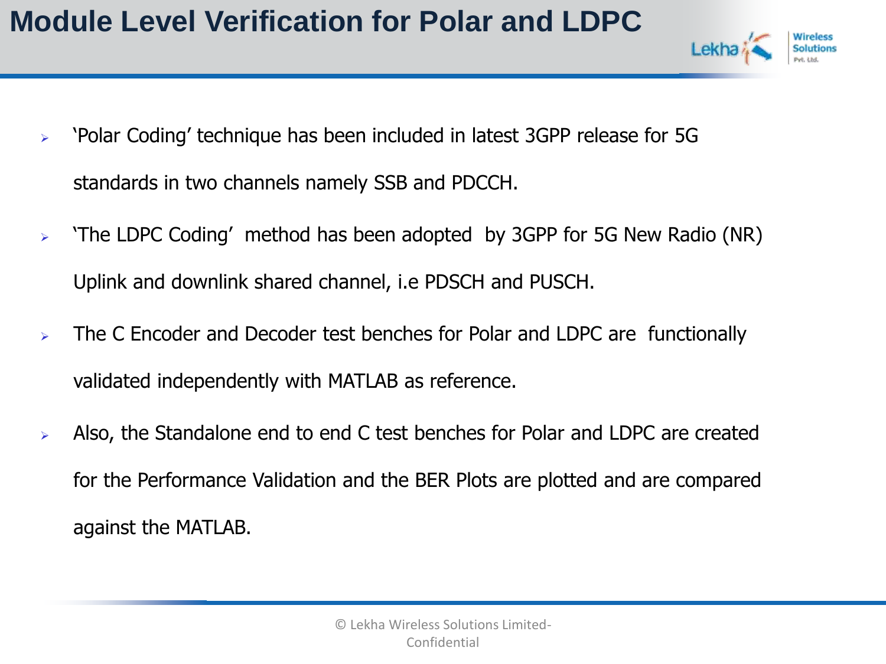# Module Level Verification for Polar and LDPC

- ‘Polar Coding’ technique has been included in latest 3GPP release for 5G standards in two channels namely SSB and PDCCH.
- ‘The LDPC Coding’ method has been adopted by 3GPP for 5G New Radio (NR) Uplink and downlink shared channel, i.e PDSCH and PUSCH.
- The C Encoder and Decoder test benches for Polar and LDPC are functionally validated independently with MATLAB as reference.
- Also, the Standalone end to end C test benches for Polar and LDPC are created for the Performance Validation and the BER Plots are plotted and are compared against the MATLAB.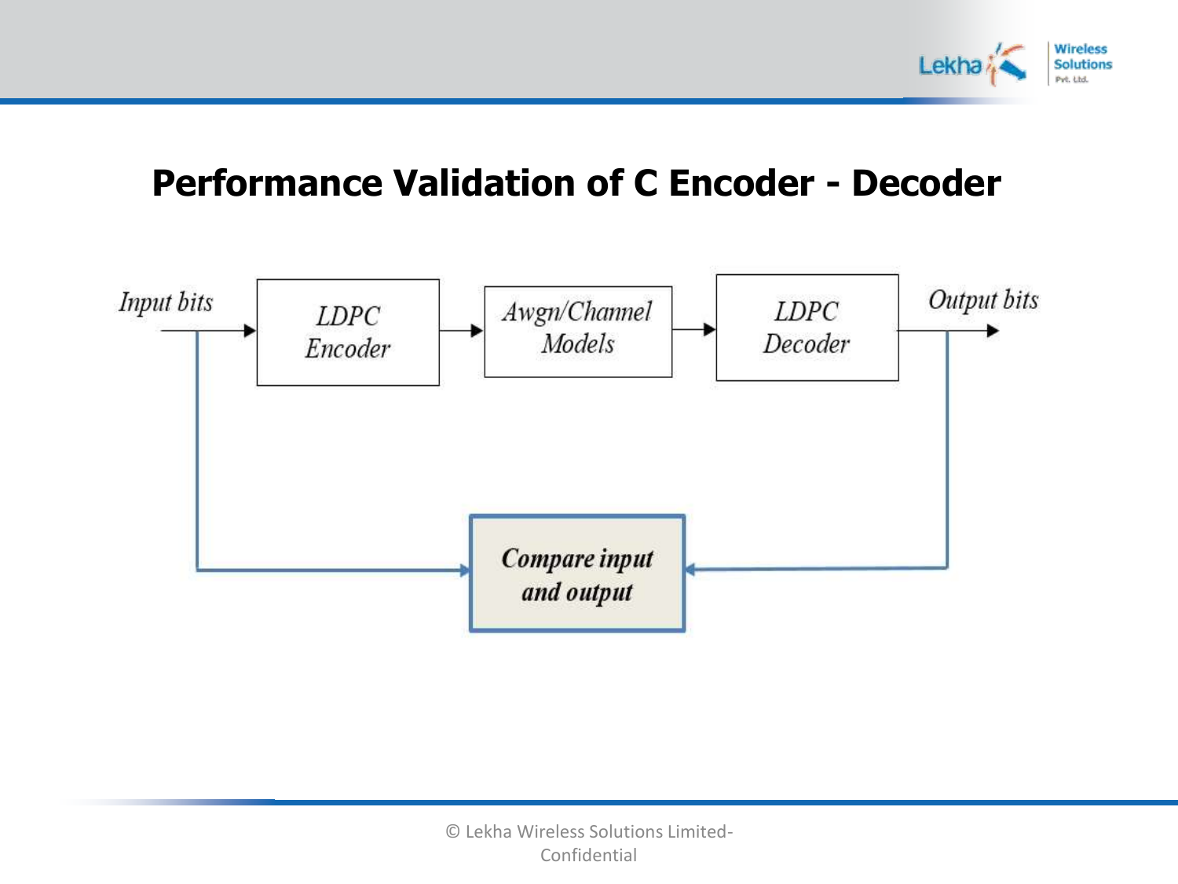# Performance Validation of C Encoder - Decoder

Input bits → LDPC Encoder → Awgn/Channel Models → LDPC Decoder → Output bits

Compare input and output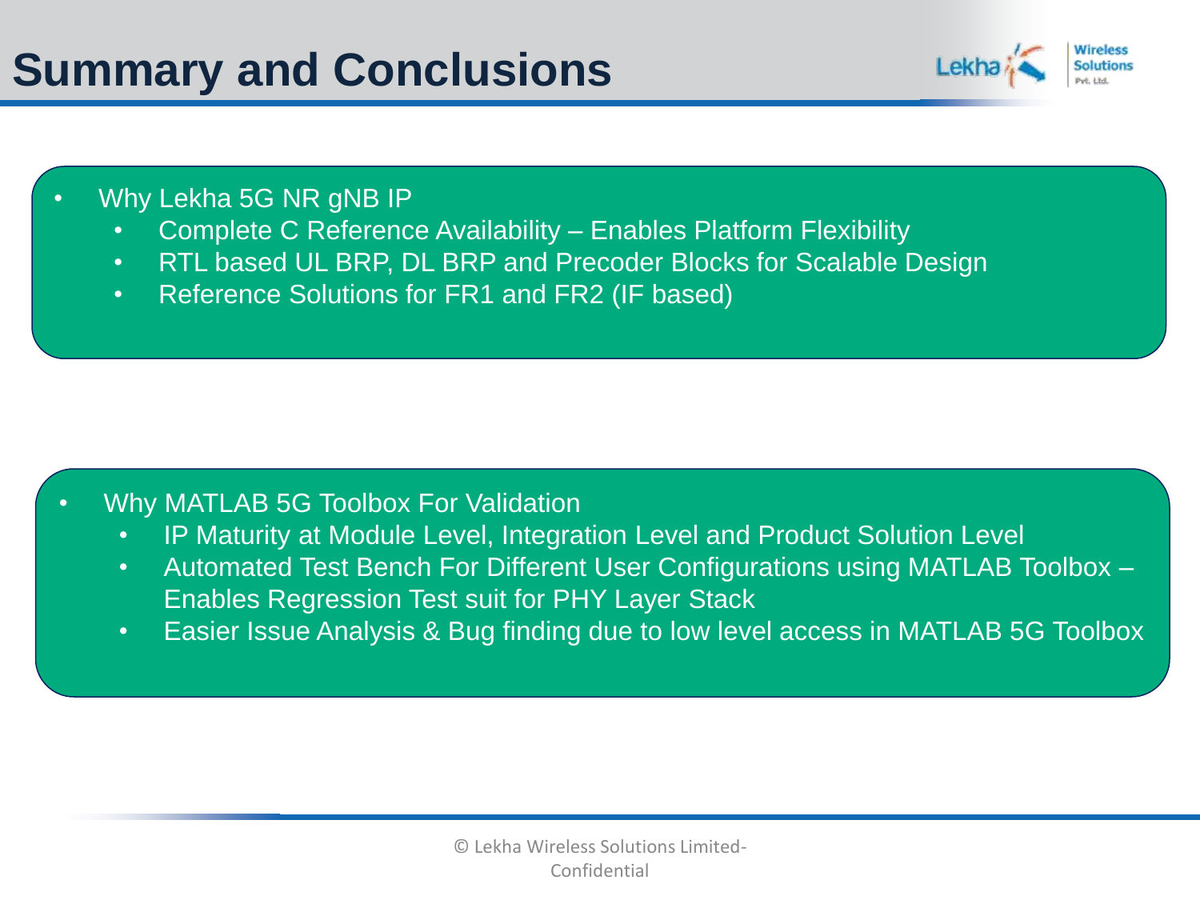# Summary and Conclusions

- Why Lekha 5G NR gNB IP
  - Complete C Reference Availability – Enables Platform Flexibility
  - RTL based UL BRP, DL BRP and Precoder Blocks for Scalable Design
  - Reference Solutions for FR1 and FR2 (IF based)

- Why MATLAB 5G Toolbox For Validation
  - IP Maturity at Module Level, Integration Level and Product Solution Level
  - Automated Test Bench For Different User Configurations using MATLAB Toolbox – Enables Regression Test suit for PHY Layer Stack
  - Easier Issue Analysis & Bug finding due to low level access in MATLAB 5G Toolbox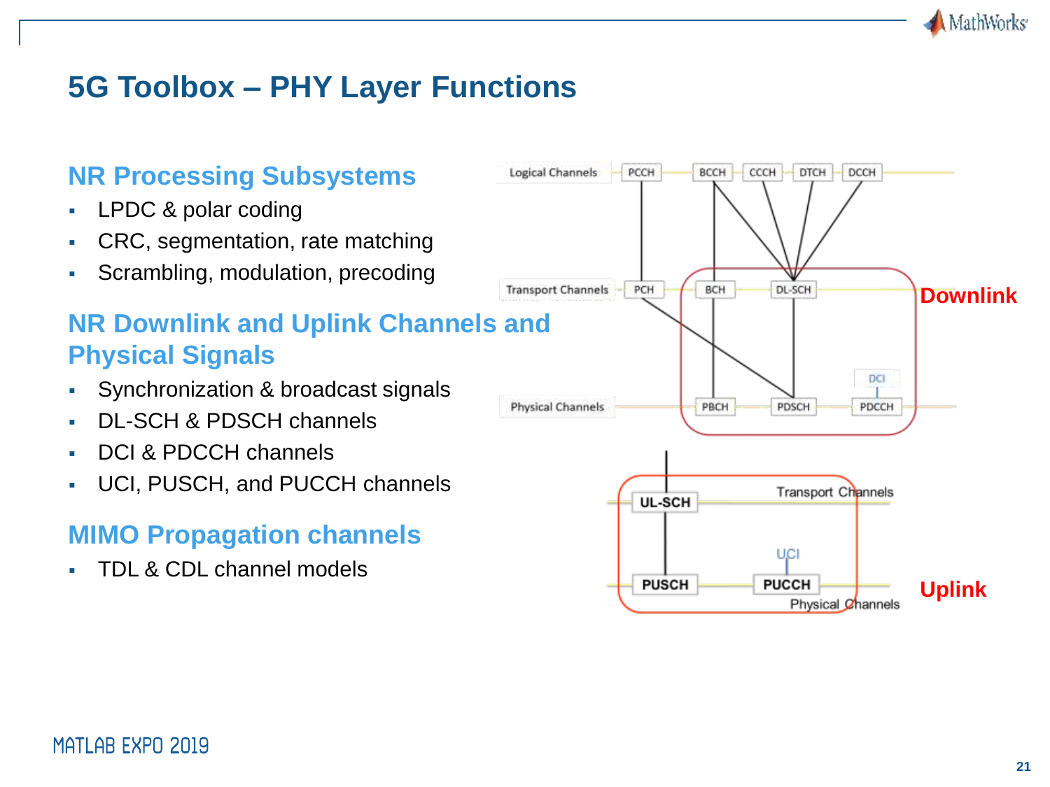# 5G Toolbox – PHY Layer Functions

## NR Processing Subsystems

- LPDC & polar coding
- CRC, segmentation, rate matching
- Scrambling, modulation, precoding

## NR Downlink and Uplink Channels and Physical Signals

- Synchronization & broadcast signals
- DL-SCH & PDSCH channels
- DCI & PDCCH channels
- UCI, PUSCH, and PUCCH channels

## MIMO Propagation channels

- TDL & CDL channel models

Logical Channels: PCCH, BCCH, CCCH, DTCH, DCCH

Transport Channels: PCH, BCH, DL-SCH

Physical Channels: PBCH, PDSCH, PDCCH (DCI)

**Downlink**

Transport Channels: UL-SCH

Physical Channels: PUSCH, PUCCH (UCI)

**Uplink**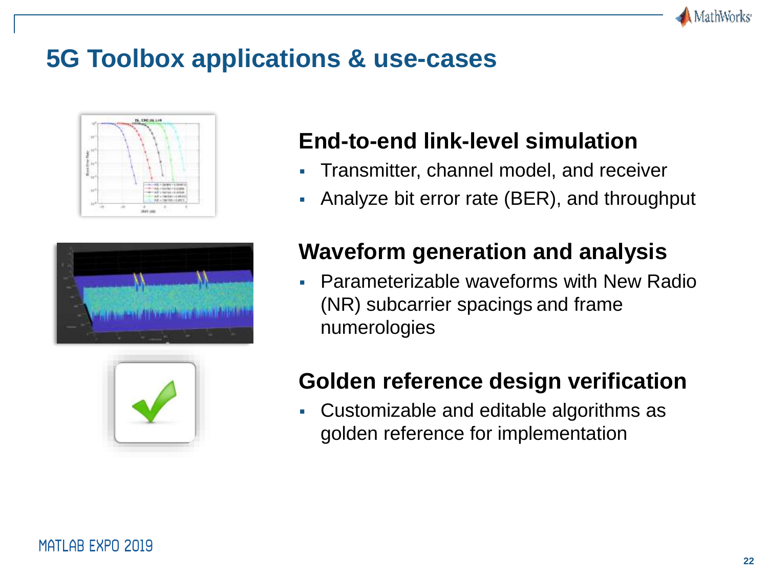# 5G Toolbox applications & use-cases

## End-to-end link-level simulation

- Transmitter, channel model, and receiver
- Analyze bit error rate (BER), and throughput

## Waveform generation and analysis

- Parameterizable waveforms with New Radio (NR) subcarrier spacings and frame numerologies

## Golden reference design verification

- Customizable and editable algorithms as golden reference for implementation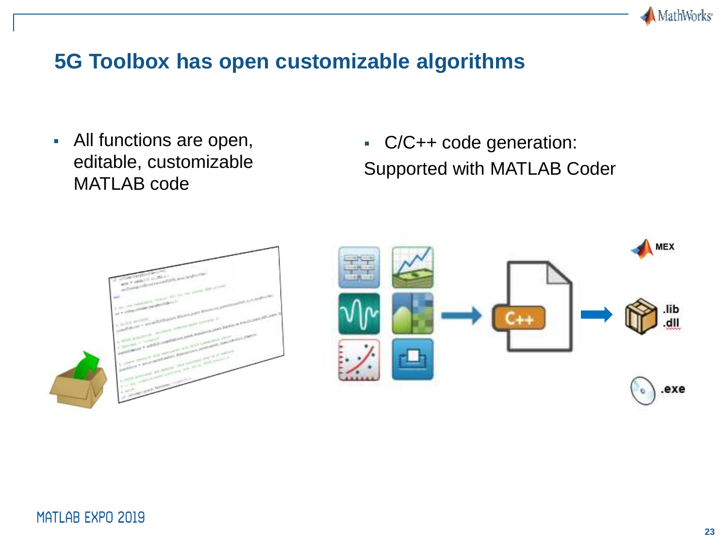# 5G Toolbox has open customizable algorithms

- All functions are open, editable, customizable MATLAB code

- C/C++ code generation: Supported with MATLAB Coder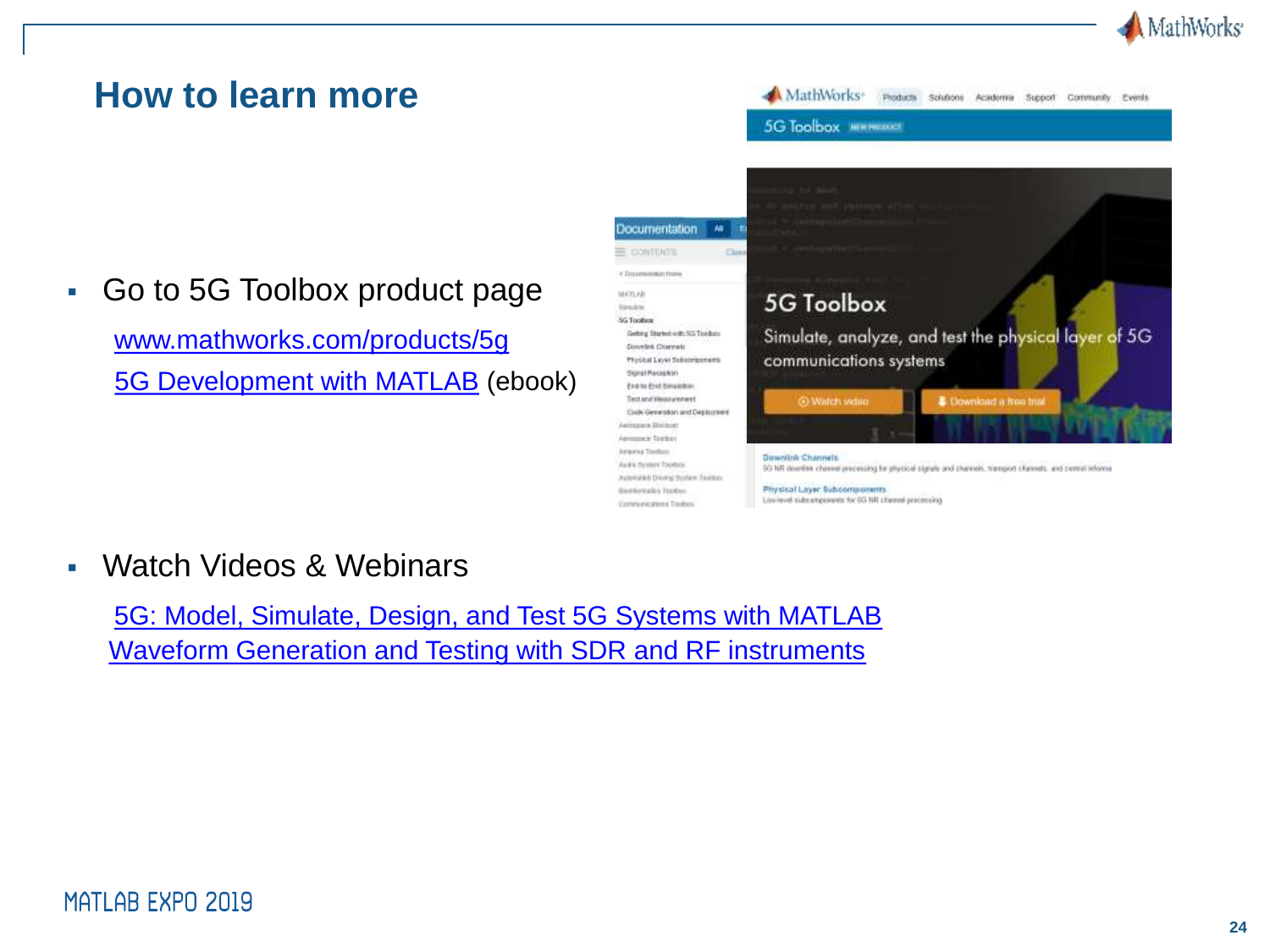# How to learn more

- Go to 5G Toolbox product page

  www.mathworks.com/products/5g

  5G Development with MATLAB (ebook)

- Watch Videos & Webinars

  5G: Model, Simulate, Design, and Test 5G Systems with MATLAB

  Waveform Generation and Testing with SDR and RF instruments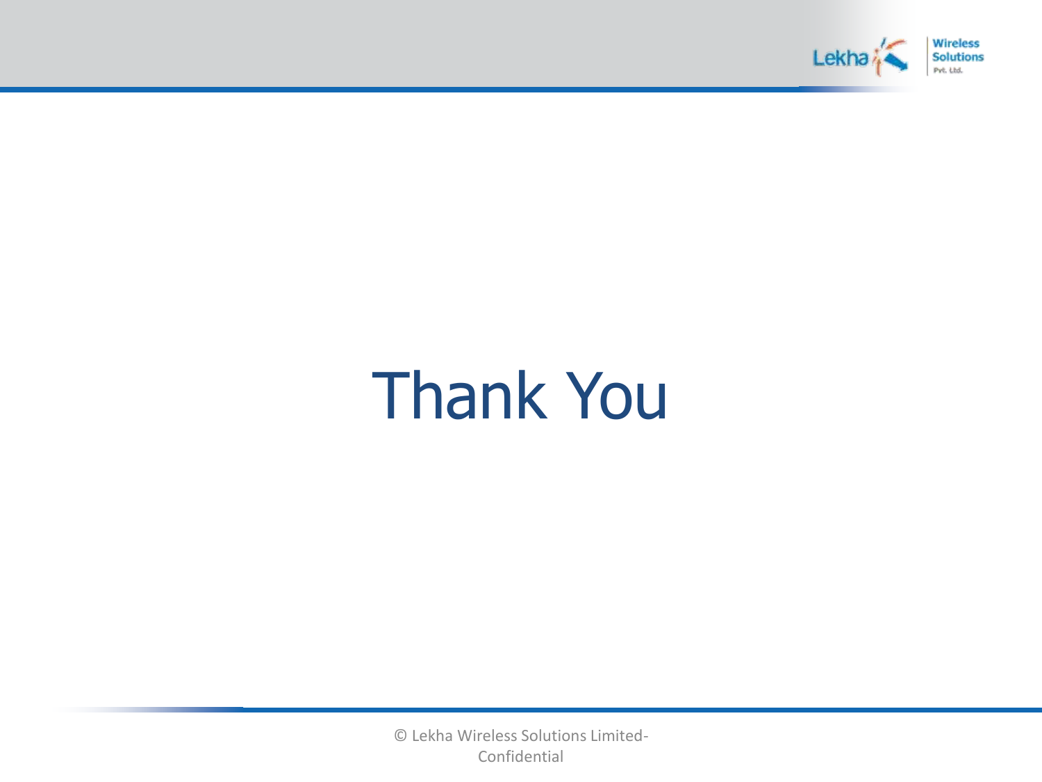# Thank You